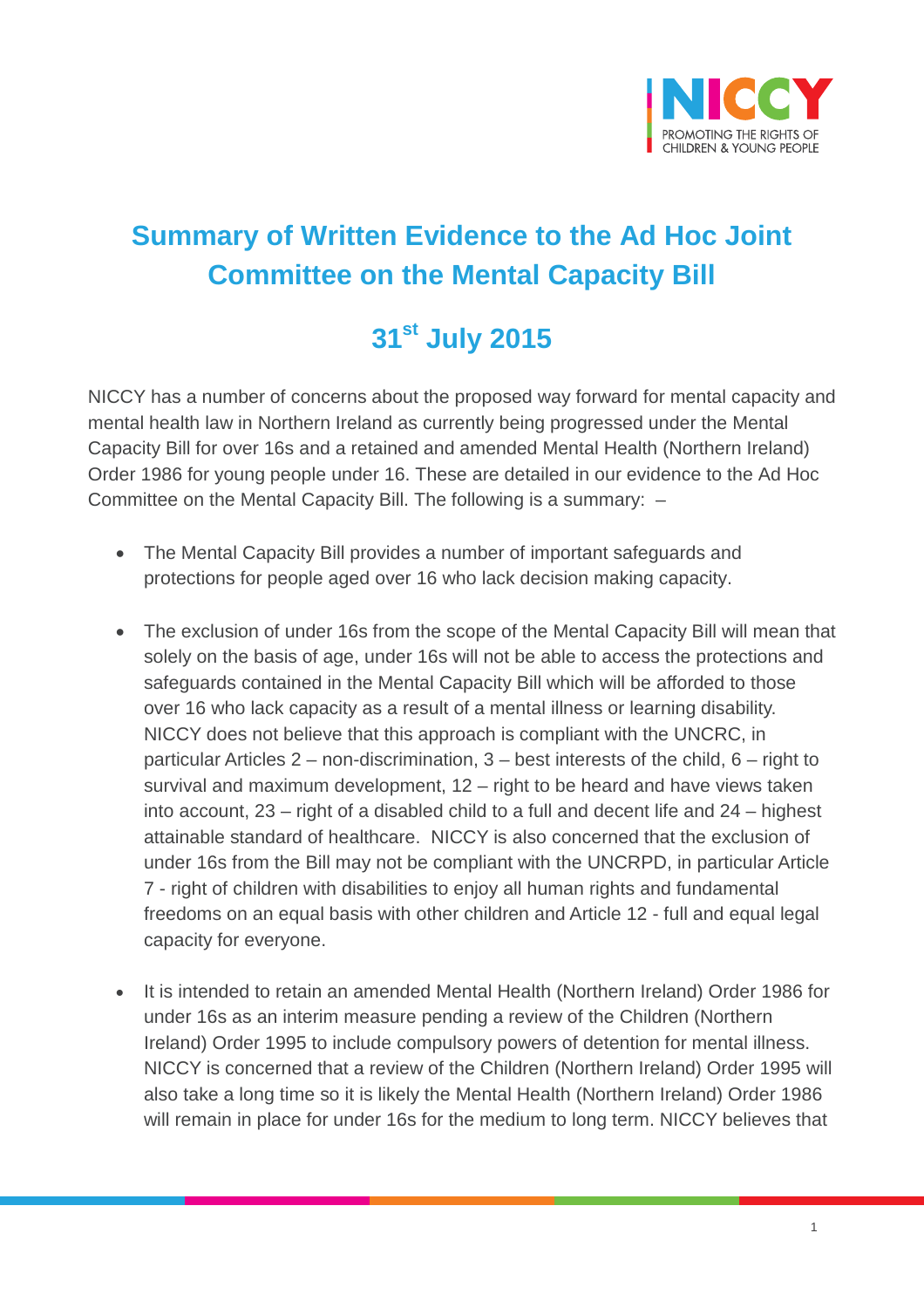# Summary of Written Evidence to the Ad Hoc Joint Committee on the Mental Capacity Bill

## 31st July 2015

NICCY has a number of concerns about the proposed way forward for mental capacity and mental health law in Northern Ireland as currently being progressed under the Mental Capacity Bill for over 16s and a retained and amended Mental Health (Northern Ireland) Order 1986 for young people under 16. These are detailed in our evidence to the Ad Hoc Committee on the Mental Capacity Bill. The following is a summary: –

- The Mental Capacity Bill provides a number of important safeguards and protections for people aged over 16 who lack decision making capacity.

- The exclusion of under 16s from the scope of the Mental Capacity Bill will mean that solely on the basis of age, under 16s will not be able to access the protections and safeguards contained in the Mental Capacity Bill which will be afforded to those over 16 who lack capacity as a result of a mental illness or learning disability. NICCY does not believe that this approach is compliant with the UNCRC, in particular Articles 2 – non-discrimination, 3 – best interests of the child, 6 – right to survival and maximum development, 12 – right to be heard and have views taken into account, 23 – right of a disabled child to a full and decent life and 24 – highest attainable standard of healthcare. NICCY is also concerned that the exclusion of under 16s from the Bill may not be compliant with the UNCRPD, in particular Article 7 - right of children with disabilities to enjoy all human rights and fundamental freedoms on an equal basis with other children and Article 12 - full and equal legal capacity for everyone.

- It is intended to retain an amended Mental Health (Northern Ireland) Order 1986 for under 16s as an interim measure pending a review of the Children (Northern Ireland) Order 1995 to include compulsory powers of detention for mental illness. NICCY is concerned that a review of the Children (Northern Ireland) Order 1995 will also take a long time so it is likely the Mental Health (Northern Ireland) Order 1986 will remain in place for under 16s for the medium to long term. NICCY believes that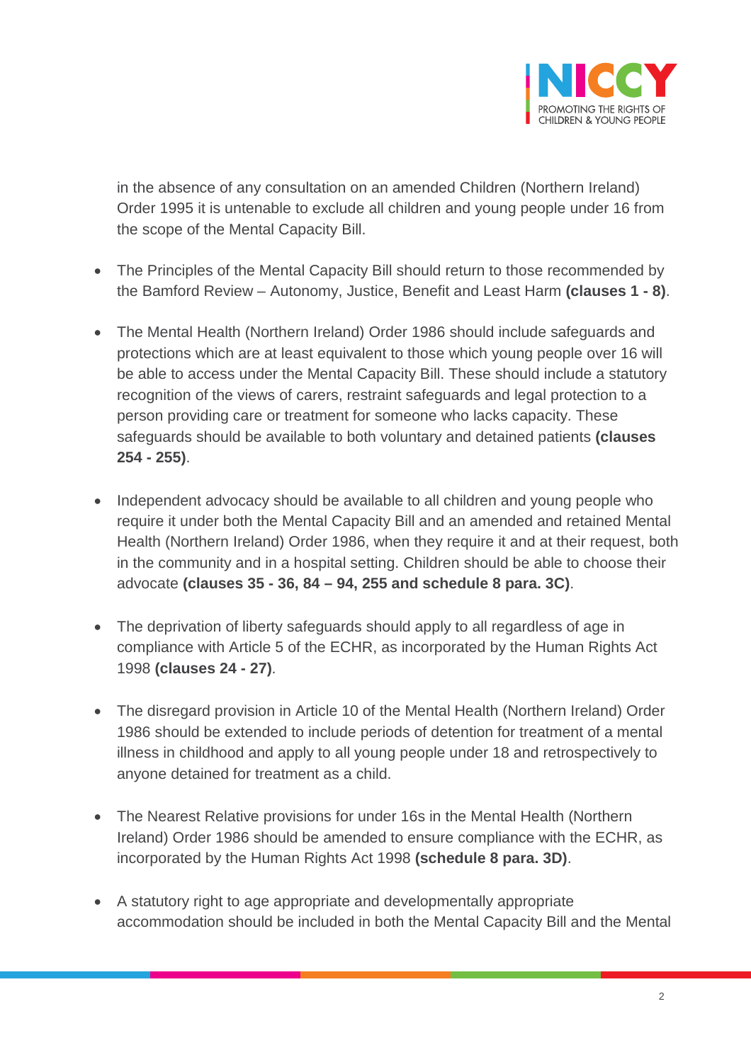in the absence of any consultation on an amended Children (Northern Ireland) Order 1995 it is untenable to exclude all children and young people under 16 from the scope of the Mental Capacity Bill.

- The Principles of the Mental Capacity Bill should return to those recommended by the Bamford Review – Autonomy, Justice, Benefit and Least Harm **(clauses 1 - 8)**.

- The Mental Health (Northern Ireland) Order 1986 should include safeguards and protections which are at least equivalent to those which young people over 16 will be able to access under the Mental Capacity Bill. These should include a statutory recognition of the views of carers, restraint safeguards and legal protection to a person providing care or treatment for someone who lacks capacity. These safeguards should be available to both voluntary and detained patients **(clauses 254 - 255)**.

- Independent advocacy should be available to all children and young people who require it under both the Mental Capacity Bill and an amended and retained Mental Health (Northern Ireland) Order 1986, when they require it and at their request, both in the community and in a hospital setting. Children should be able to choose their advocate **(clauses 35 - 36, 84 – 94, 255 and schedule 8 para. 3C)**.

- The deprivation of liberty safeguards should apply to all regardless of age in compliance with Article 5 of the ECHR, as incorporated by the Human Rights Act 1998 **(clauses 24 - 27)**.

- The disregard provision in Article 10 of the Mental Health (Northern Ireland) Order 1986 should be extended to include periods of detention for treatment of a mental illness in childhood and apply to all young people under 18 and retrospectively to anyone detained for treatment as a child.

- The Nearest Relative provisions for under 16s in the Mental Health (Northern Ireland) Order 1986 should be amended to ensure compliance with the ECHR, as incorporated by the Human Rights Act 1998 **(schedule 8 para. 3D)**.

- A statutory right to age appropriate and developmentally appropriate accommodation should be included in both the Mental Capacity Bill and the Mental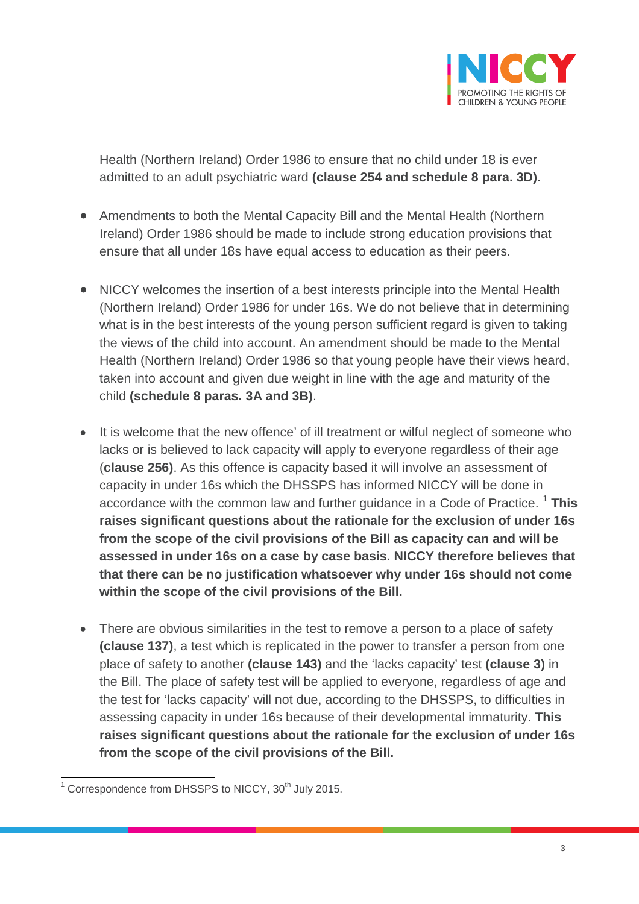Health (Northern Ireland) Order 1986 to ensure that no child under 18 is ever admitted to an adult psychiatric ward **(clause 254 and schedule 8 para. 3D)**.

- Amendments to both the Mental Capacity Bill and the Mental Health (Northern Ireland) Order 1986 should be made to include strong education provisions that ensure that all under 18s have equal access to education as their peers.

- NICCY welcomes the insertion of a best interests principle into the Mental Health (Northern Ireland) Order 1986 for under 16s. We do not believe that in determining what is in the best interests of the young person sufficient regard is given to taking the views of the child into account. An amendment should be made to the Mental Health (Northern Ireland) Order 1986 so that young people have their views heard, taken into account and given due weight in line with the age and maturity of the child **(schedule 8 paras. 3A and 3B)**.

- It is welcome that the new offence' of ill treatment or wilful neglect of someone who lacks or is believed to lack capacity will apply to everyone regardless of their age (**clause 256)**. As this offence is capacity based it will involve an assessment of capacity in under 16s which the DHSSPS has informed NICCY will be done in accordance with the common law and further guidance in a Code of Practice. [1] **This raises significant questions about the rationale for the exclusion of under 16s from the scope of the civil provisions of the Bill as capacity can and will be assessed in under 16s on a case by case basis. NICCY therefore believes that that there can be no justification whatsoever why under 16s should not come within the scope of the civil provisions of the Bill.**

- There are obvious similarities in the test to remove a person to a place of safety **(clause 137)**, a test which is replicated in the power to transfer a person from one place of safety to another **(clause 143)** and the 'lacks capacity' test **(clause 3)** in the Bill. The place of safety test will be applied to everyone, regardless of age and the test for 'lacks capacity' will not due, according to the DHSSPS, to difficulties in assessing capacity in under 16s because of their developmental immaturity. **This raises significant questions about the rationale for the exclusion of under 16s from the scope of the civil provisions of the Bill.**

[1] Correspondence from DHSSPS to NICCY, 30th July 2015.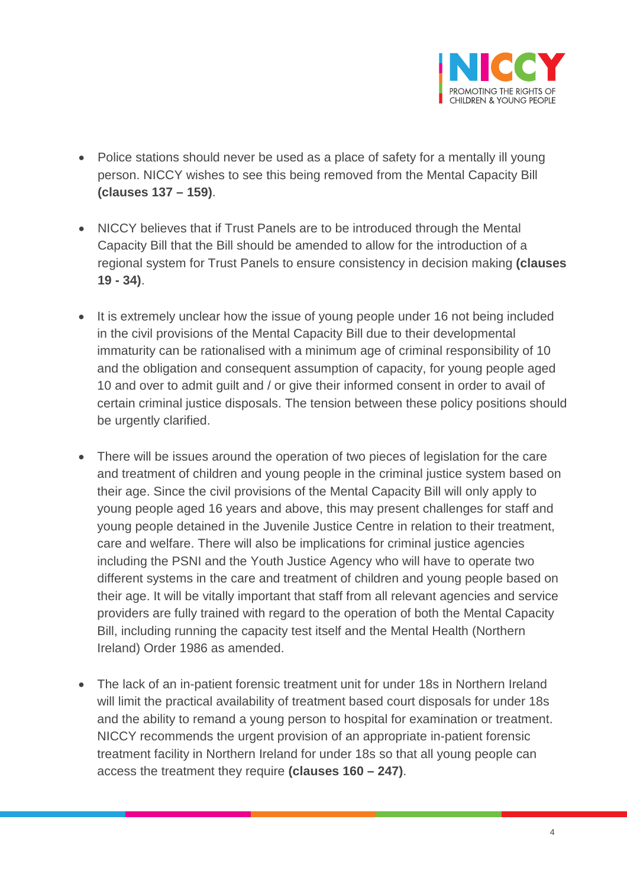- Police stations should never be used as a place of safety for a mentally ill young person. NICCY wishes to see this being removed from the Mental Capacity Bill **(clauses 137 – 159)**.

- NICCY believes that if Trust Panels are to be introduced through the Mental Capacity Bill that the Bill should be amended to allow for the introduction of a regional system for Trust Panels to ensure consistency in decision making **(clauses 19 - 34)**.

- It is extremely unclear how the issue of young people under 16 not being included in the civil provisions of the Mental Capacity Bill due to their developmental immaturity can be rationalised with a minimum age of criminal responsibility of 10 and the obligation and consequent assumption of capacity, for young people aged 10 and over to admit guilt and / or give their informed consent in order to avail of certain criminal justice disposals. The tension between these policy positions should be urgently clarified.

- There will be issues around the operation of two pieces of legislation for the care and treatment of children and young people in the criminal justice system based on their age. Since the civil provisions of the Mental Capacity Bill will only apply to young people aged 16 years and above, this may present challenges for staff and young people detained in the Juvenile Justice Centre in relation to their treatment, care and welfare. There will also be implications for criminal justice agencies including the PSNI and the Youth Justice Agency who will have to operate two different systems in the care and treatment of children and young people based on their age. It will be vitally important that staff from all relevant agencies and service providers are fully trained with regard to the operation of both the Mental Capacity Bill, including running the capacity test itself and the Mental Health (Northern Ireland) Order 1986 as amended.

- The lack of an in-patient forensic treatment unit for under 18s in Northern Ireland will limit the practical availability of treatment based court disposals for under 18s and the ability to remand a young person to hospital for examination or treatment. NICCY recommends the urgent provision of an appropriate in-patient forensic treatment facility in Northern Ireland for under 18s so that all young people can access the treatment they require **(clauses 160 – 247)**.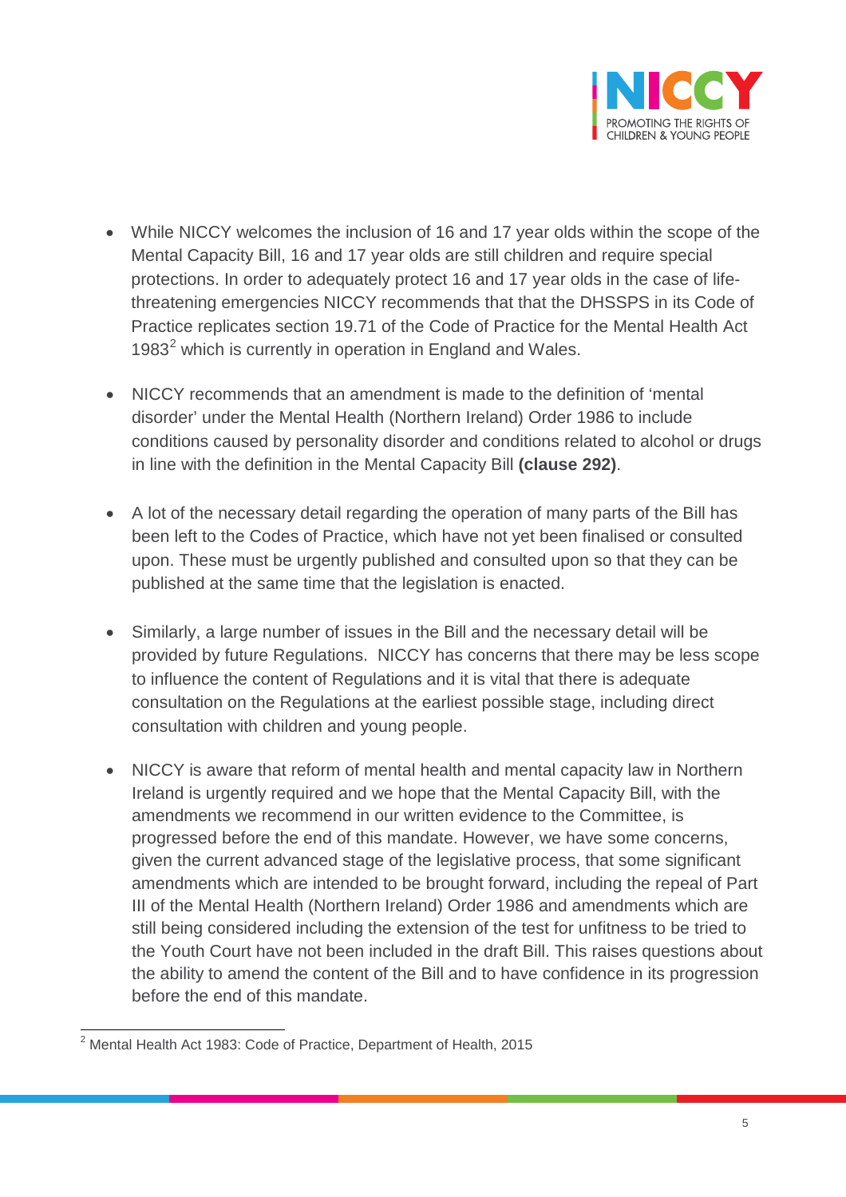- While NICCY welcomes the inclusion of 16 and 17 year olds within the scope of the Mental Capacity Bill, 16 and 17 year olds are still children and require special protections. In order to adequately protect 16 and 17 year olds in the case of life-threatening emergencies NICCY recommends that that the DHSSPS in its Code of Practice replicates section 19.71 of the Code of Practice for the Mental Health Act 1983[2] which is currently in operation in England and Wales.

- NICCY recommends that an amendment is made to the definition of 'mental disorder' under the Mental Health (Northern Ireland) Order 1986 to include conditions caused by personality disorder and conditions related to alcohol or drugs in line with the definition in the Mental Capacity Bill **(clause 292)**.

- A lot of the necessary detail regarding the operation of many parts of the Bill has been left to the Codes of Practice, which have not yet been finalised or consulted upon. These must be urgently published and consulted upon so that they can be published at the same time that the legislation is enacted.

- Similarly, a large number of issues in the Bill and the necessary detail will be provided by future Regulations. NICCY has concerns that there may be less scope to influence the content of Regulations and it is vital that there is adequate consultation on the Regulations at the earliest possible stage, including direct consultation with children and young people.

- NICCY is aware that reform of mental health and mental capacity law in Northern Ireland is urgently required and we hope that the Mental Capacity Bill, with the amendments we recommend in our written evidence to the Committee, is progressed before the end of this mandate. However, we have some concerns, given the current advanced stage of the legislative process, that some significant amendments which are intended to be brought forward, including the repeal of Part III of the Mental Health (Northern Ireland) Order 1986 and amendments which are still being considered including the extension of the test for unfitness to be tried to the Youth Court have not been included in the draft Bill. This raises questions about the ability to amend the content of the Bill and to have confidence in its progression before the end of this mandate.

[2] Mental Health Act 1983: Code of Practice, Department of Health, 2015